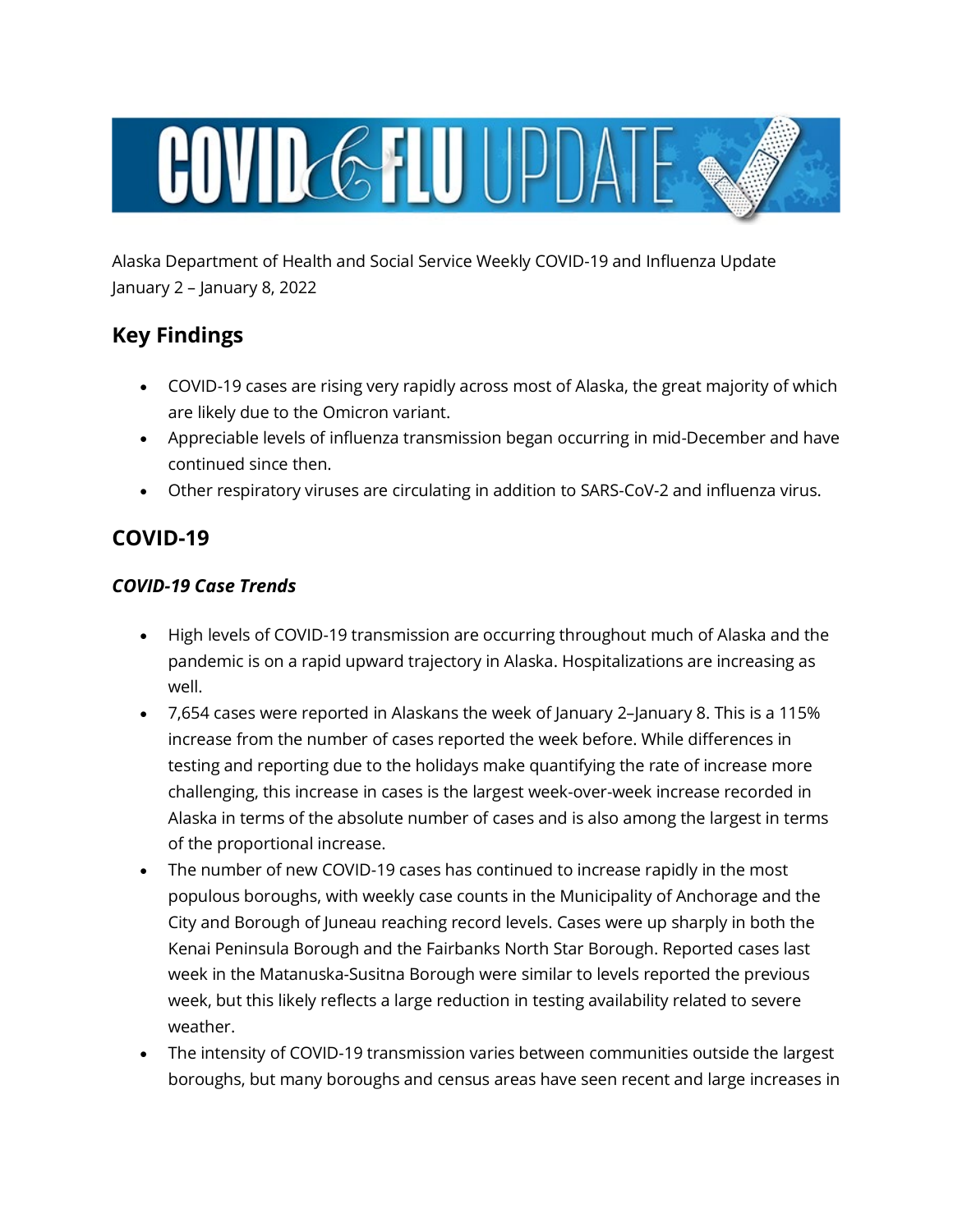# COVID & FLU UPDATE

Alaska Department of Health and Social Service Weekly COVID-19 and Influenza Update
January 2 – January 8, 2022

## Key Findings

- COVID-19 cases are rising very rapidly across most of Alaska, the great majority of which are likely due to the Omicron variant.
- Appreciable levels of influenza transmission began occurring in mid-December and have continued since then.
- Other respiratory viruses are circulating in addition to SARS-CoV-2 and influenza virus.

## COVID-19

### *COVID-19 Case Trends*

- High levels of COVID-19 transmission are occurring throughout much of Alaska and the pandemic is on a rapid upward trajectory in Alaska. Hospitalizations are increasing as well.
- 7,654 cases were reported in Alaskans the week of January 2–January 8. This is a 115% increase from the number of cases reported the week before. While differences in testing and reporting due to the holidays make quantifying the rate of increase more challenging, this increase in cases is the largest week-over-week increase recorded in Alaska in terms of the absolute number of cases and is also among the largest in terms of the proportional increase.
- The number of new COVID-19 cases has continued to increase rapidly in the most populous boroughs, with weekly case counts in the Municipality of Anchorage and the City and Borough of Juneau reaching record levels. Cases were up sharply in both the Kenai Peninsula Borough and the Fairbanks North Star Borough. Reported cases last week in the Matanuska-Susitna Borough were similar to levels reported the previous week, but this likely reflects a large reduction in testing availability related to severe weather.
- The intensity of COVID-19 transmission varies between communities outside the largest boroughs, but many boroughs and census areas have seen recent and large increases in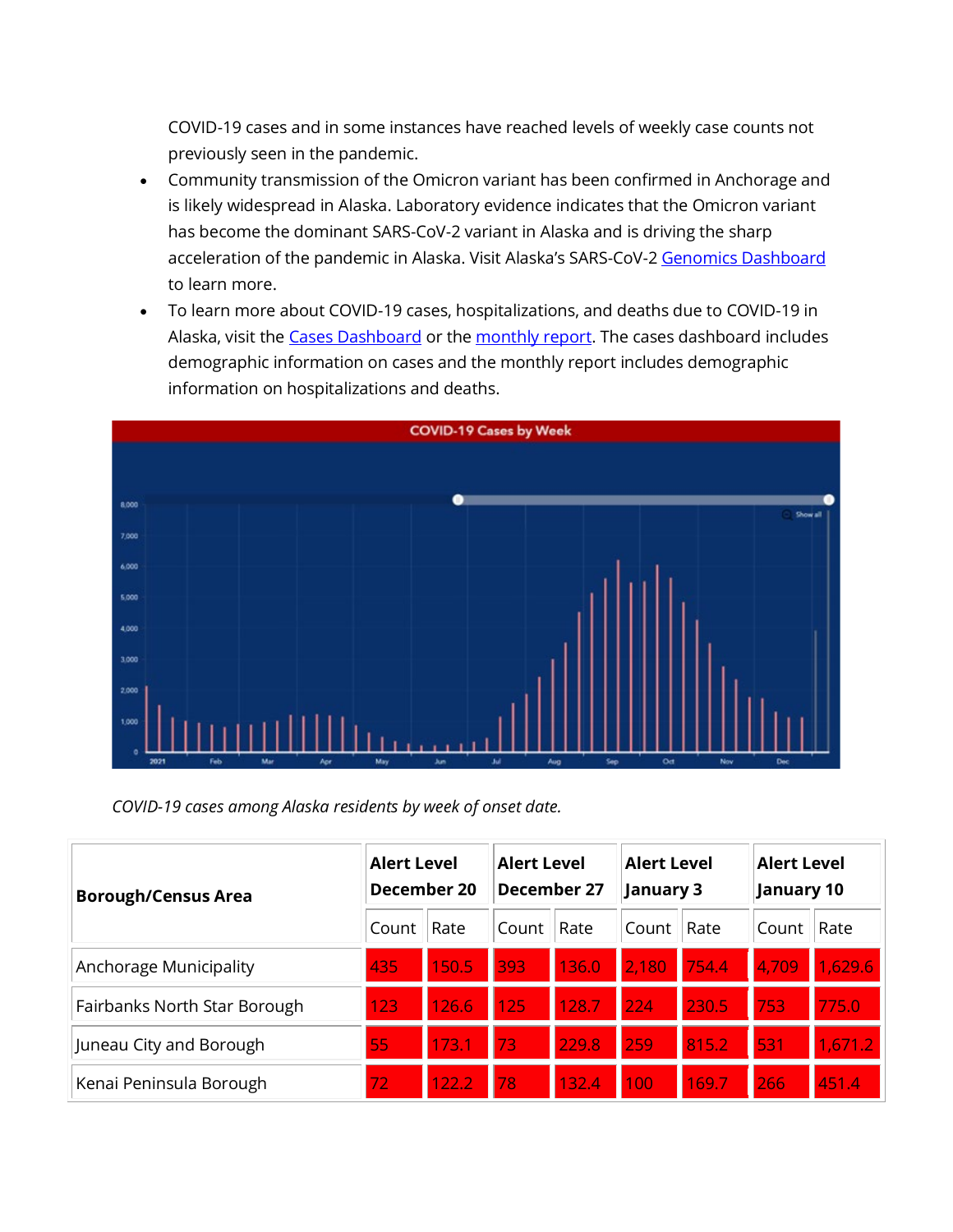COVID-19 cases and in some instances have reached levels of weekly case counts not previously seen in the pandemic.

- Community transmission of the Omicron variant has been confirmed in Anchorage and is likely widespread in Alaska. Laboratory evidence indicates that the Omicron variant has become the dominant SARS-CoV-2 variant in Alaska and is driving the sharp acceleration of the pandemic in Alaska. Visit Alaska's SARS-CoV-2 Genomics Dashboard to learn more.
- To learn more about COVID-19 cases, hospitalizations, and deaths due to COVID-19 in Alaska, visit the Cases Dashboard or the monthly report. The cases dashboard includes demographic information on cases and the monthly report includes demographic information on hospitalizations and deaths.

*COVID-19 cases among Alaska residents by week of onset date.*

| Borough/Census Area | Alert Level December 20 | | Alert Level December 27 | | Alert Level January 3 | | Alert Level January 10 | |
|---|---|---|---|---|---|---|---|---|
| | Count | Rate | Count | Rate | Count | Rate | Count | Rate |
| Anchorage Municipality | 435 | 150.5 | 393 | 136.0 | 2,180 | 754.4 | 4,709 | 1,629.6 |
| Fairbanks North Star Borough | 123 | 126.6 | 125 | 128.7 | 224 | 230.5 | 753 | 775.0 |
| Juneau City and Borough | 55 | 173.1 | 73 | 229.8 | 259 | 815.2 | 531 | 1,671.2 |
| Kenai Peninsula Borough | 72 | 122.2 | 78 | 132.4 | 100 | 169.7 | 266 | 451.4 |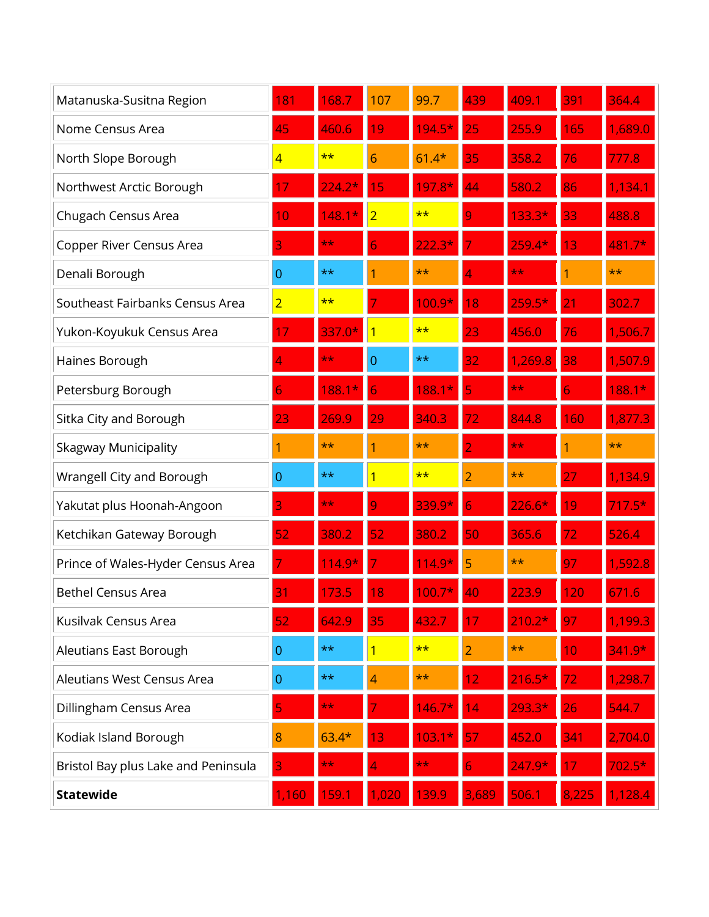| | | | | | | | | |
|---|---|---|---|---|---|---|---|---|
| Matanuska-Susitna Region | 181 | 168.7 | 107 | 99.7 | 439 | 409.1 | 391 | 364.4 |
| Nome Census Area | 45 | 460.6 | 19 | 194.5* | 25 | 255.9 | 165 | 1,689.0 |
| North Slope Borough | 4 | ** | 6 | 61.4* | 35 | 358.2 | 76 | 777.8 |
| Northwest Arctic Borough | 17 | 224.2* | 15 | 197.8* | 44 | 580.2 | 86 | 1,134.1 |
| Chugach Census Area | 10 | 148.1* | 2 | ** | 9 | 133.3* | 33 | 488.8 |
| Copper River Census Area | 3 | ** | 6 | 222.3* | 7 | 259.4* | 13 | 481.7* |
| Denali Borough | 0 | ** | 1 | ** | 4 | ** | 1 | ** |
| Southeast Fairbanks Census Area | 2 | ** | 7 | 100.9* | 18 | 259.5* | 21 | 302.7 |
| Yukon-Koyukuk Census Area | 17 | 337.0* | 1 | ** | 23 | 456.0 | 76 | 1,506.7 |
| Haines Borough | 4 | ** | 0 | ** | 32 | 1,269.8 | 38 | 1,507.9 |
| Petersburg Borough | 6 | 188.1* | 6 | 188.1* | 5 | ** | 6 | 188.1* |
| Sitka City and Borough | 23 | 269.9 | 29 | 340.3 | 72 | 844.8 | 160 | 1,877.3 |
| Skagway Municipality | 1 | ** | 1 | ** | 2 | ** | 1 | ** |
| Wrangell City and Borough | 0 | ** | 1 | ** | 2 | ** | 27 | 1,134.9 |
| Yakutat plus Hoonah-Angoon | 3 | ** | 9 | 339.9* | 6 | 226.6* | 19 | 717.5* |
| Ketchikan Gateway Borough | 52 | 380.2 | 52 | 380.2 | 50 | 365.6 | 72 | 526.4 |
| Prince of Wales-Hyder Census Area | 7 | 114.9* | 7 | 114.9* | 5 | ** | 97 | 1,592.8 |
| Bethel Census Area | 31 | 173.5 | 18 | 100.7* | 40 | 223.9 | 120 | 671.6 |
| Kusilvak Census Area | 52 | 642.9 | 35 | 432.7 | 17 | 210.2* | 97 | 1,199.3 |
| Aleutians East Borough | 0 | ** | 1 | ** | 2 | ** | 10 | 341.9* |
| Aleutians West Census Area | 0 | ** | 4 | ** | 12 | 216.5* | 72 | 1,298.7 |
| Dillingham Census Area | 5 | ** | 7 | 146.7* | 14 | 293.3* | 26 | 544.7 |
| Kodiak Island Borough | 8 | 63.4* | 13 | 103.1* | 57 | 452.0 | 341 | 2,704.0 |
| Bristol Bay plus Lake and Peninsula | 3 | ** | 4 | ** | 6 | 247.9* | 17 | 702.5* |
| **Statewide** | 1,160 | 159.1 | 1,020 | 139.9 | 3,689 | 506.1 | 8,225 | 1,128.4 |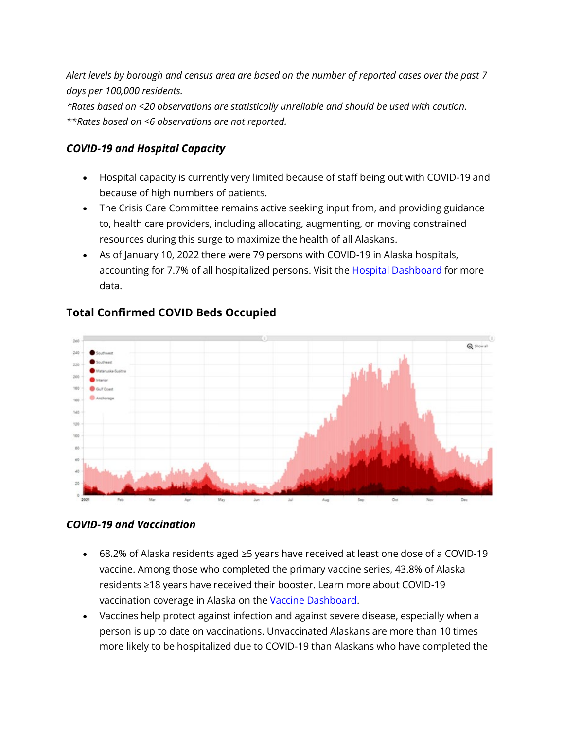*Alert levels by borough and census area are based on the number of reported cases over the past 7 days per 100,000 residents.*
*\*Rates based on <20 observations are statistically unreliable and should be used with caution.*
*\*\*Rates based on <6 observations are not reported.*

### ***COVID-19 and Hospital Capacity***

- Hospital capacity is currently very limited because of staff being out with COVID-19 and because of high numbers of patients.
- The Crisis Care Committee remains active seeking input from, and providing guidance to, health care providers, including allocating, augmenting, or moving constrained resources during this surge to maximize the health of all Alaskans.
- As of January 10, 2022 there were 79 persons with COVID-19 in Alaska hospitals, accounting for 7.7% of all hospitalized persons. Visit the [Hospital Dashboard] for more data.

## **Total Confirmed COVID Beds Occupied**

### ***COVID-19 and Vaccination***

- 68.2% of Alaska residents aged ≥5 years have received at least one dose of a COVID-19 vaccine. Among those who completed the primary vaccine series, 43.8% of Alaska residents ≥18 years have received their booster. Learn more about COVID-19 vaccination coverage in Alaska on the [Vaccine Dashboard].
- Vaccines help protect against infection and against severe disease, especially when a person is up to date on vaccinations. Unvaccinated Alaskans are more than 10 times more likely to be hospitalized due to COVID-19 than Alaskans who have completed the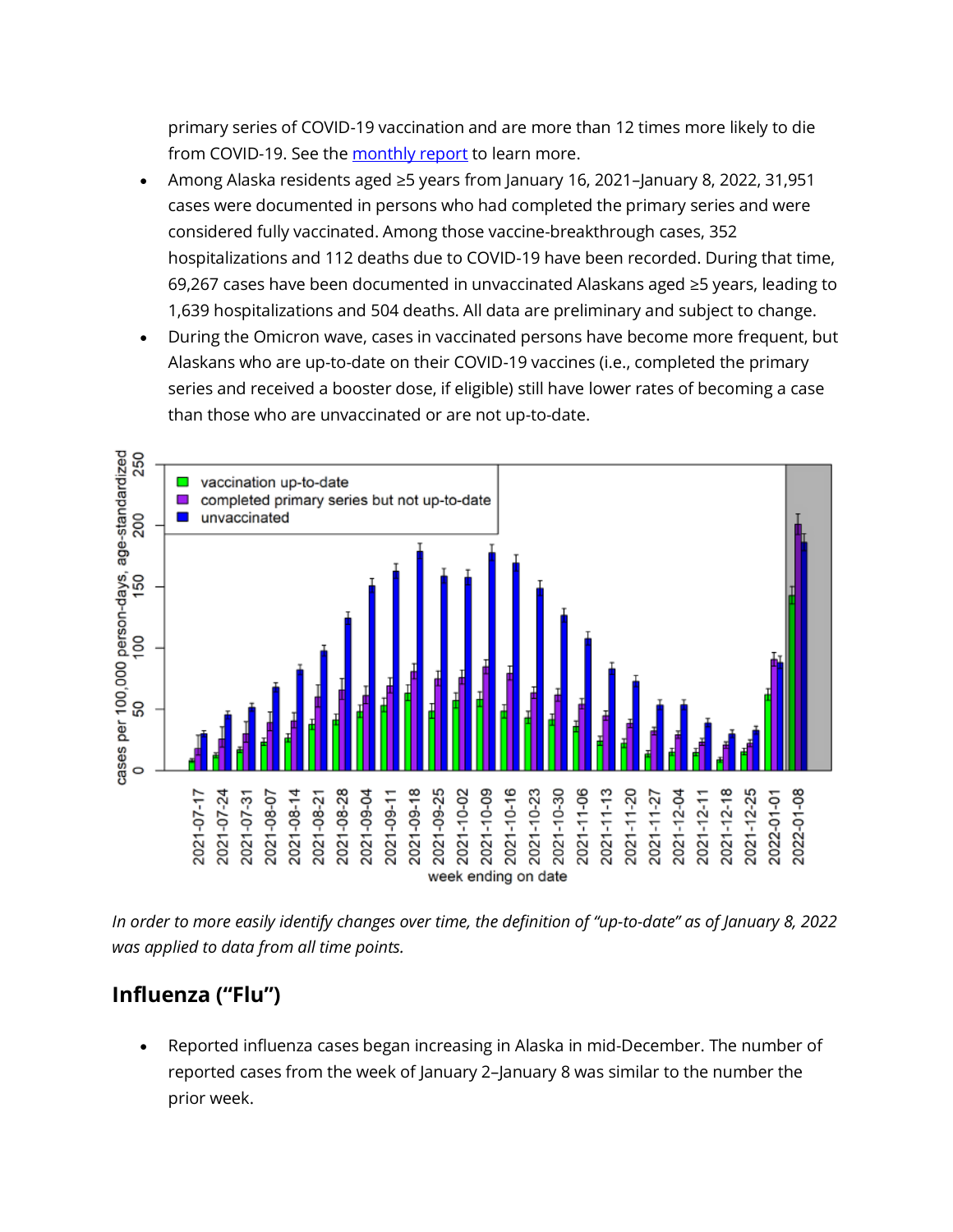primary series of COVID-19 vaccination and are more than 12 times more likely to die from COVID-19. See the [monthly report](#) to learn more.

- Among Alaska residents aged ≥5 years from January 16, 2021–January 8, 2022, 31,951 cases were documented in persons who had completed the primary series and were considered fully vaccinated. Among those vaccine-breakthrough cases, 352 hospitalizations and 112 deaths due to COVID-19 have been recorded. During that time, 69,267 cases have been documented in unvaccinated Alaskans aged ≥5 years, leading to 1,639 hospitalizations and 504 deaths. All data are preliminary and subject to change.
- During the Omicron wave, cases in vaccinated persons have become more frequent, but Alaskans who are up-to-date on their COVID-19 vaccines (i.e., completed the primary series and received a booster dose, if eligible) still have lower rates of becoming a case than those who are unvaccinated or are not up-to-date.

*In order to more easily identify changes over time, the definition of "up-to-date" as of January 8, 2022 was applied to data from all time points.*

## Influenza ("Flu")

- Reported influenza cases began increasing in Alaska in mid-December. The number of reported cases from the week of January 2–January 8 was similar to the number the prior week.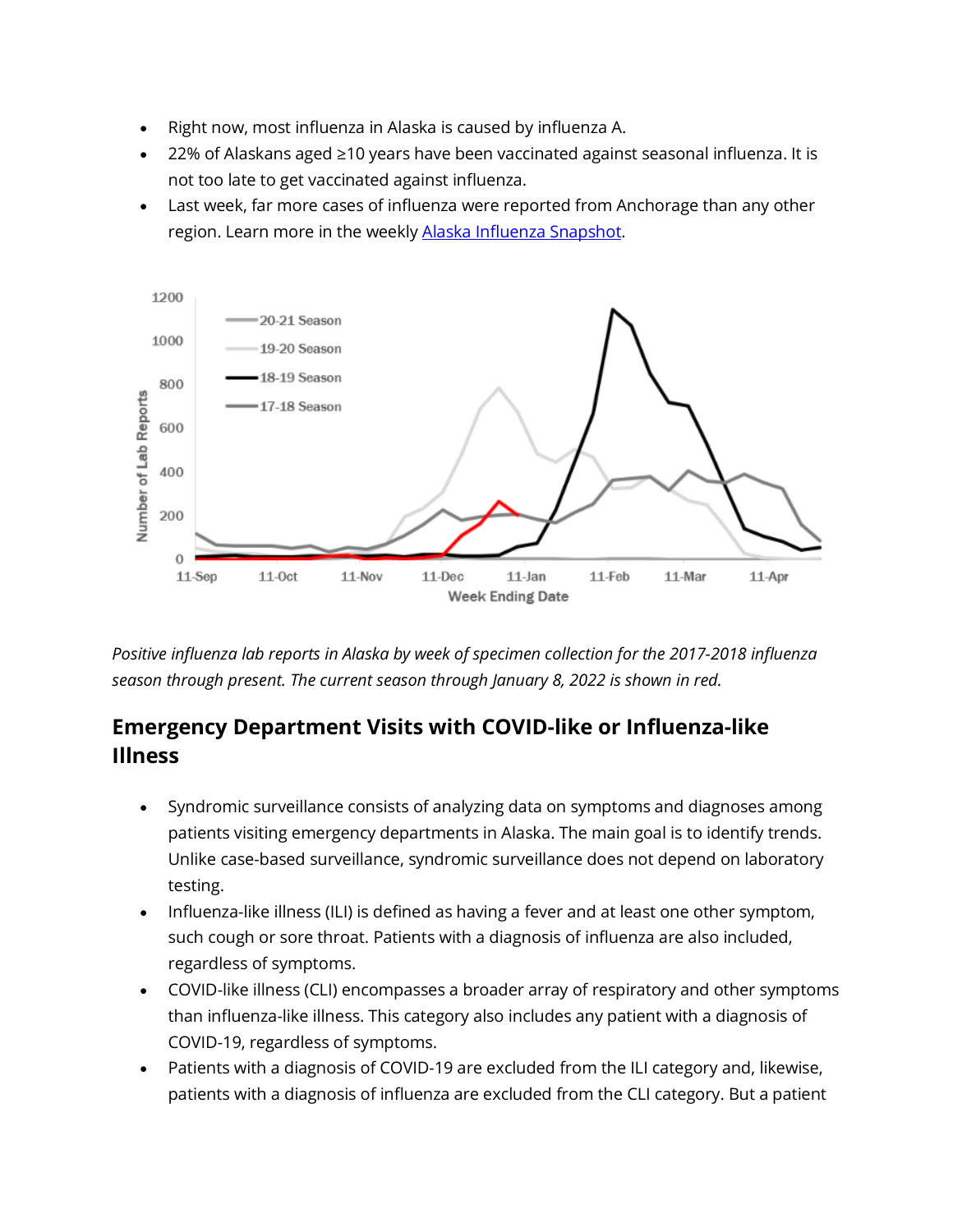- Right now, most influenza in Alaska is caused by influenza A.
- 22% of Alaskans aged ≥10 years have been vaccinated against seasonal influenza. It is not too late to get vaccinated against influenza.
- Last week, far more cases of influenza were reported from Anchorage than any other region. Learn more in the weekly [Alaska Influenza Snapshot](Alaska Influenza Snapshot).

*Positive influenza lab reports in Alaska by week of specimen collection for the 2017-2018 influenza season through present. The current season through January 8, 2022 is shown in red.*

## Emergency Department Visits with COVID-like or Influenza-like Illness

- Syndromic surveillance consists of analyzing data on symptoms and diagnoses among patients visiting emergency departments in Alaska. The main goal is to identify trends. Unlike case-based surveillance, syndromic surveillance does not depend on laboratory testing.
- Influenza-like illness (ILI) is defined as having a fever and at least one other symptom, such cough or sore throat. Patients with a diagnosis of influenza are also included, regardless of symptoms.
- COVID-like illness (CLI) encompasses a broader array of respiratory and other symptoms than influenza-like illness. This category also includes any patient with a diagnosis of COVID-19, regardless of symptoms.
- Patients with a diagnosis of COVID-19 are excluded from the ILI category and, likewise, patients with a diagnosis of influenza are excluded from the CLI category. But a patient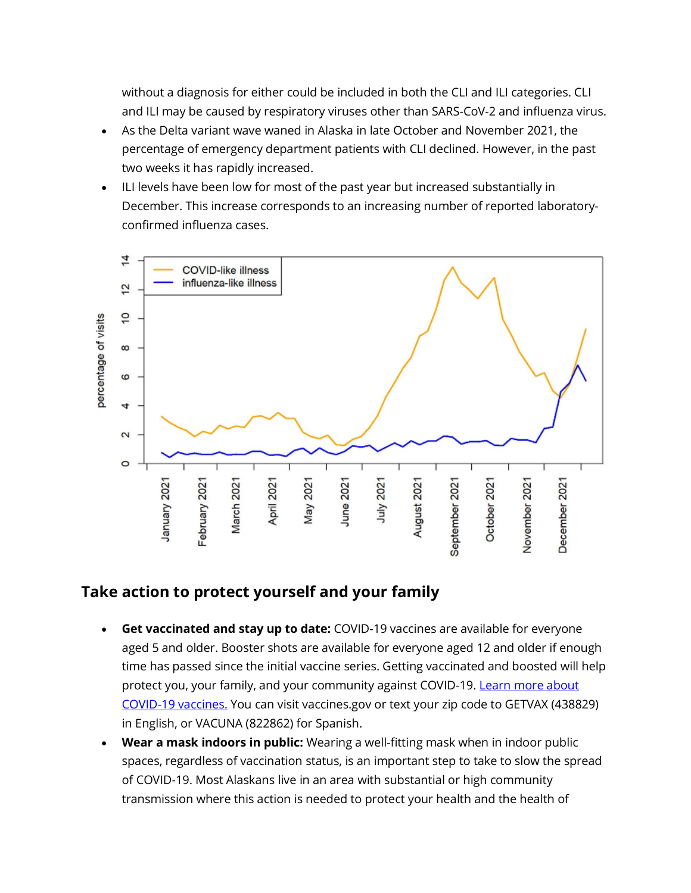without a diagnosis for either could be included in both the CLI and ILI categories. CLI and ILI may be caused by respiratory viruses other than SARS-CoV-2 and influenza virus.

- As the Delta variant wave waned in Alaska in late October and November 2021, the percentage of emergency department patients with CLI declined. However, in the past two weeks it has rapidly increased.
- ILI levels have been low for most of the past year but increased substantially in December. This increase corresponds to an increasing number of reported laboratory-confirmed influenza cases.

## Take action to protect yourself and your family

- **Get vaccinated and stay up to date:** COVID-19 vaccines are available for everyone aged 5 and older. Booster shots are available for everyone aged 12 and older if enough time has passed since the initial vaccine series. Getting vaccinated and boosted will help protect you, your family, and your community against COVID-19. [Learn more about COVID-19 vaccines.]() You can visit vaccines.gov or text your zip code to GETVAX (438829) in English, or VACUNA (822862) for Spanish.
- **Wear a mask indoors in public:** Wearing a well-fitting mask when in indoor public spaces, regardless of vaccination status, is an important step to take to slow the spread of COVID-19. Most Alaskans live in an area with substantial or high community transmission where this action is needed to protect your health and the health of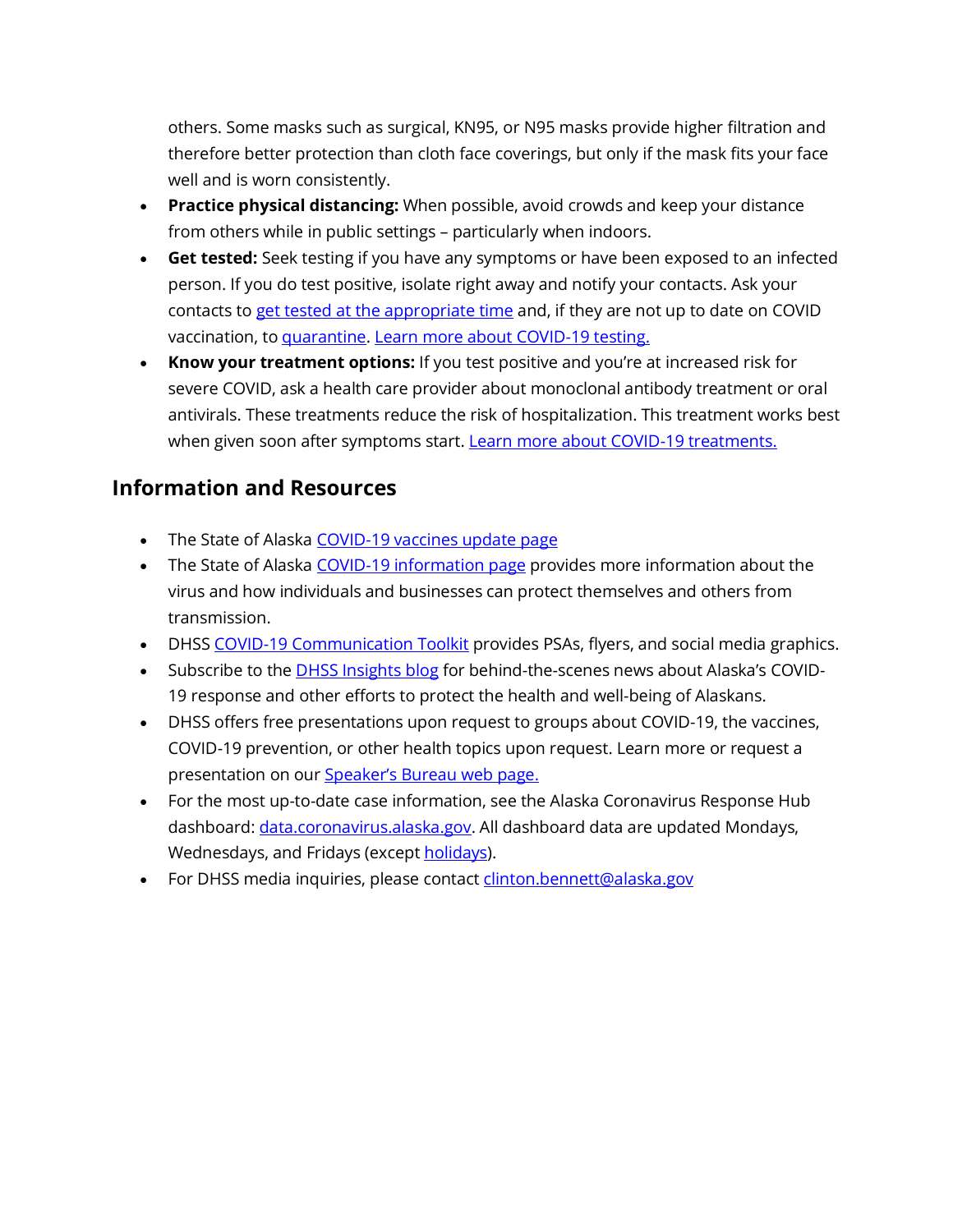others. Some masks such as surgical, KN95, or N95 masks provide higher filtration and therefore better protection than cloth face coverings, but only if the mask fits your face well and is worn consistently.

- **Practice physical distancing:** When possible, avoid crowds and keep your distance from others while in public settings – particularly when indoors.
- **Get tested:** Seek testing if you have any symptoms or have been exposed to an infected person. If you do test positive, isolate right away and notify your contacts. Ask your contacts to get tested at the appropriate time and, if they are not up to date on COVID vaccination, to quarantine. Learn more about COVID-19 testing.
- **Know your treatment options:** If you test positive and you're at increased risk for severe COVID, ask a health care provider about monoclonal antibody treatment or oral antivirals. These treatments reduce the risk of hospitalization. This treatment works best when given soon after symptoms start. Learn more about COVID-19 treatments.

## Information and Resources

- The State of Alaska COVID-19 vaccines update page
- The State of Alaska COVID-19 information page provides more information about the virus and how individuals and businesses can protect themselves and others from transmission.
- DHSS COVID-19 Communication Toolkit provides PSAs, flyers, and social media graphics.
- Subscribe to the DHSS Insights blog for behind-the-scenes news about Alaska's COVID-19 response and other efforts to protect the health and well-being of Alaskans.
- DHSS offers free presentations upon request to groups about COVID-19, the vaccines, COVID-19 prevention, or other health topics upon request. Learn more or request a presentation on our Speaker's Bureau web page.
- For the most up-to-date case information, see the Alaska Coronavirus Response Hub dashboard: data.coronavirus.alaska.gov. All dashboard data are updated Mondays, Wednesdays, and Fridays (except holidays).
- For DHSS media inquiries, please contact clinton.bennett@alaska.gov